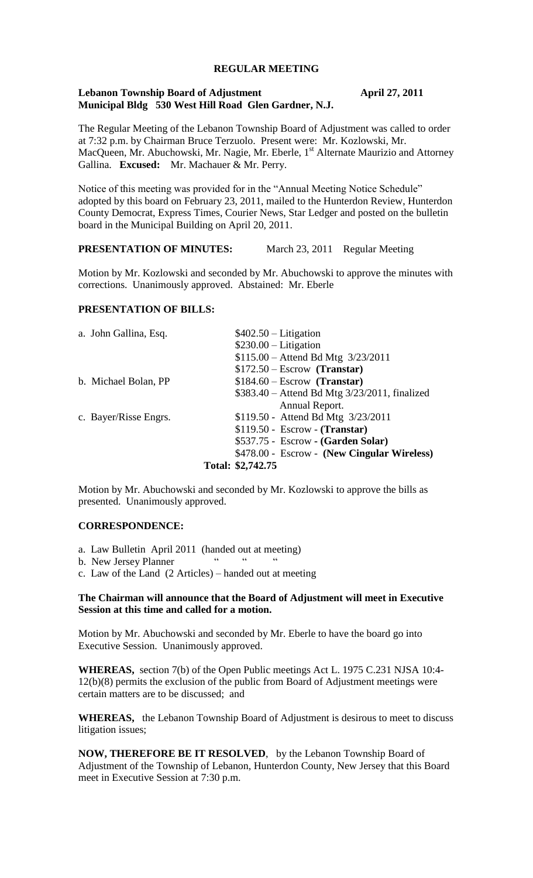# REGULAR MEETING

**Lebanon Township Board of Adjustment April 27, 2011**
**Municipal Bldg 530 West Hill Road Glen Gardner, N.J.**

The Regular Meeting of the Lebanon Township Board of Adjustment was called to order at 7:32 p.m. by Chairman Bruce Terzuolo. Present were: Mr. Kozlowski, Mr. MacQueen, Mr. Abuchowski, Mr. Nagie, Mr. Eberle, 1st Alternate Maurizio and Attorney Gallina. **Excused:** Mr. Machauer & Mr. Perry.

Notice of this meeting was provided for in the "Annual Meeting Notice Schedule" adopted by this board on February 23, 2011, mailed to the Hunterdon Review, Hunterdon County Democrat, Express Times, Courier News, Star Ledger and posted on the bulletin board in the Municipal Building on April 20, 2011.

**PRESENTATION OF MINUTES:** March 23, 2011 Regular Meeting

Motion by Mr. Kozlowski and seconded by Mr. Abuchowski to approve the minutes with corrections. Unanimously approved. Abstained: Mr. Eberle

**PRESENTATION OF BILLS:**

| | |
|---|---|
| a. John Gallina, Esq. | $402.50 – Litigation |
| | $230.00 – Litigation |
| | $115.00 – Attend Bd Mtg 3/23/2011 |
| | $172.50 – Escrow **(Transtar)** |
| b. Michael Bolan, PP | $184.60 – Escrow **(Transtar)** |
| | $383.40 – Attend Bd Mtg 3/23/2011, finalized Annual Report. |
| c. Bayer/Risse Engrs. | $119.50 - Attend Bd Mtg 3/23/2011 |
| | $119.50 - Escrow - **(Transtar)** |
| | $537.75 - Escrow - **(Garden Solar)** |
| | $478.00 - Escrow - **(New Cingular Wireless)** |
| **Total:** | **$2,742.75** |

Motion by Mr. Abuchowski and seconded by Mr. Kozlowski to approve the bills as presented. Unanimously approved.

**CORRESPONDENCE:**

a. Law Bulletin April 2011 (handed out at meeting)
b. New Jersey Planner " " "
c. Law of the Land (2 Articles) – handed out at meeting

**The Chairman will announce that the Board of Adjustment will meet in Executive Session at this time and called for a motion.**

Motion by Mr. Abuchowski and seconded by Mr. Eberle to have the board go into Executive Session. Unanimously approved.

**WHEREAS,** section 7(b) of the Open Public meetings Act L. 1975 C.231 NJSA 10:4-12(b)(8) permits the exclusion of the public from Board of Adjustment meetings were certain matters are to be discussed; and

**WHEREAS,** the Lebanon Township Board of Adjustment is desirous to meet to discuss litigation issues;

**NOW, THEREFORE BE IT RESOLVED**, by the Lebanon Township Board of Adjustment of the Township of Lebanon, Hunterdon County, New Jersey that this Board meet in Executive Session at 7:30 p.m.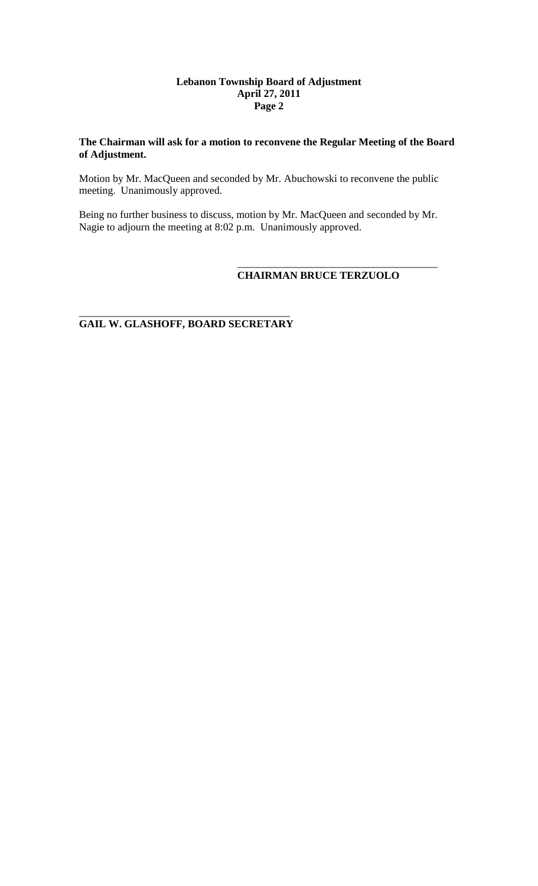**The Chairman will ask for a motion to reconvene the Regular Meeting of the Board of Adjustment.**

Motion by Mr. MacQueen and seconded by Mr. Abuchowski to reconvene the public meeting. Unanimously approved.

Being no further business to discuss, motion by Mr. MacQueen and seconded by Mr. Nagie to adjourn the meeting at 8:02 p.m. Unanimously approved.

\_\_\_\_\_\_\_\_\_\_\_\_\_\_\_\_\_\_\_\_\_\_\_\_\_\_\_\_\_\_\_\_\_\_\_\_\_\_
**CHAIRMAN BRUCE TERZUOLO**

\_\_\_\_\_\_\_\_\_\_\_\_\_\_\_\_\_\_\_\_\_\_\_\_\_\_\_\_\_\_\_\_\_\_\_\_\_\_
**GAIL W. GLASHOFF, BOARD SECRETARY**